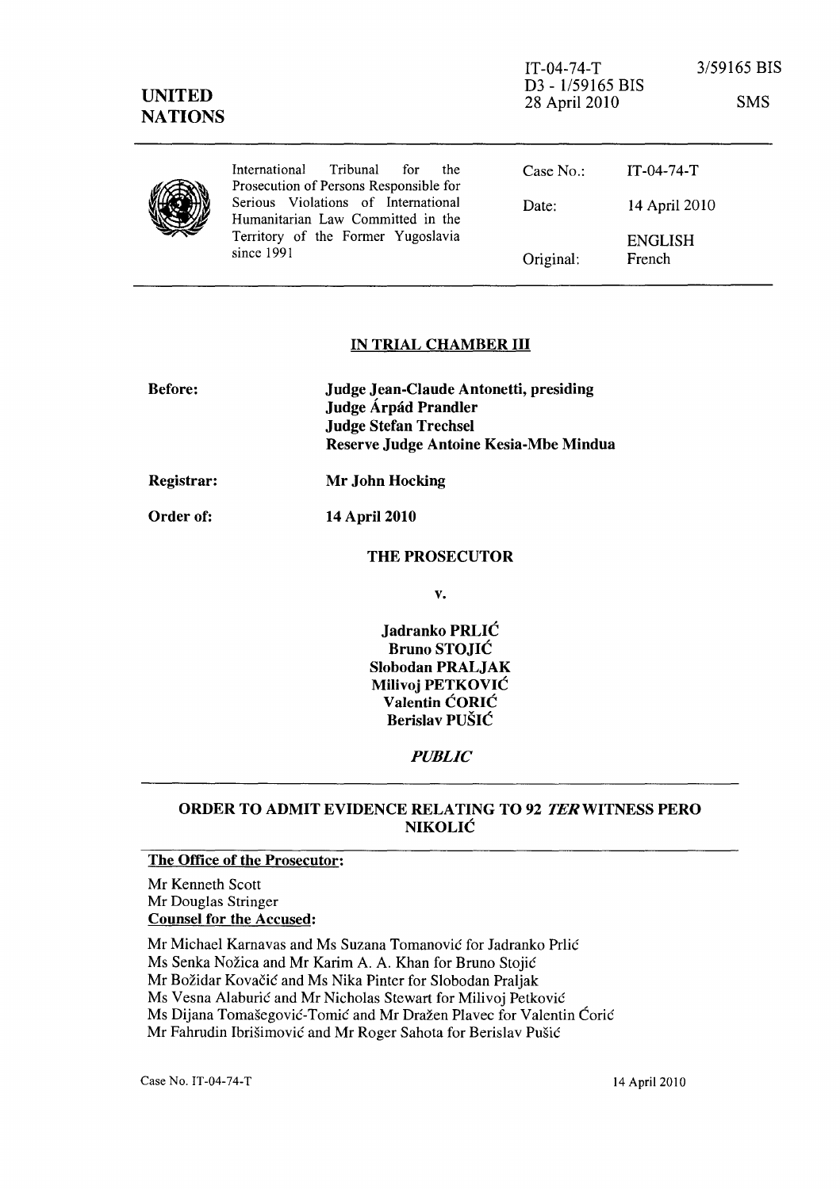IT-04-74-T
D3 - 1/59165 BIS
28 April 2010

3/59165 BIS

SMS

**UNITED NATIONS**

International Tribunal for the Prosecution of Persons Responsible for Serious Violations of International Humanitarian Law Committed in the Territory of the Former Yugoslavia since 1991

| | |
|---|---|
| Case No.: | IT-04-74-T |
| Date: | 14 April 2010 |
| Original: | ENGLISH French |

## IN TRIAL CHAMBER III

**Before:** **Judge Jean-Claude Antonetti, presiding**
**Judge Árpád Prandler**
**Judge Stefan Trechsel**
**Reserve Judge Antoine Kesia-Mbe Mindua**

**Registrar:** **Mr John Hocking**

**Order of:** **14 April 2010**

**THE PROSECUTOR**

**v.**

**Jadranko PRLIĆ**
**Bruno STOJIĆ**
**Slobodan PRALJAK**
**Milivoj PETKOVIĆ**
**Valentin ĆORIĆ**
**Berislav PUŠIĆ**

***PUBLIC***

## ORDER TO ADMIT EVIDENCE RELATING TO 92 *TER* WITNESS PERO NIKOLIĆ

**The Office of the Prosecutor:**

Mr Kenneth Scott
Mr Douglas Stringer

**Counsel for the Accused:**

Mr Michael Karnavas and Ms Suzana Tomanović for Jadranko Prlić
Ms Senka Nožica and Mr Karim A. A. Khan for Bruno Stojić
Mr Božidar Kovačić and Ms Nika Pinter for Slobodan Praljak
Ms Vesna Alaburić and Mr Nicholas Stewart for Milivoj Petković
Ms Dijana Tomašegović-Tomić and Mr Dražen Plavec for Valentin Ćorić
Mr Fahrudin Ibrišimović and Mr Roger Sahota for Berislav Pušić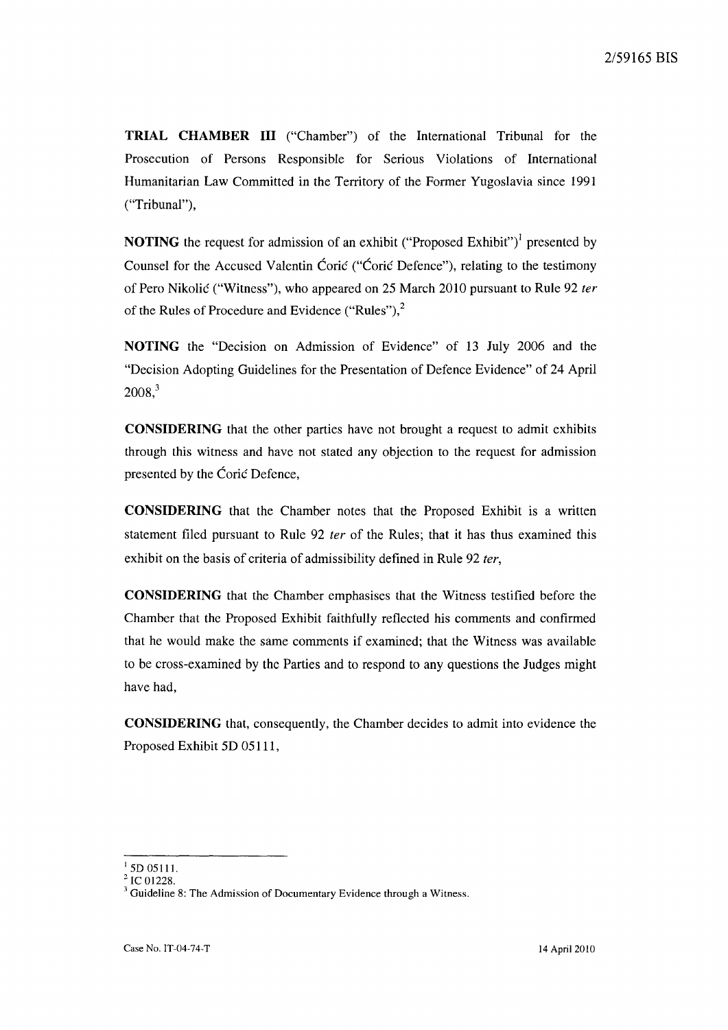**TRIAL CHAMBER III** ("Chamber") of the International Tribunal for the Prosecution of Persons Responsible for Serious Violations of International Humanitarian Law Committed in the Territory of the Former Yugoslavia since 1991 ("Tribunal"),

**NOTING** the request for admission of an exhibit ("Proposed Exhibit")[1] presented by Counsel for the Accused Valentin Ćorić ("Ćorić Defence"), relating to the testimony of Pero Nikolić ("Witness"), who appeared on 25 March 2010 pursuant to Rule 92 *ter* of the Rules of Procedure and Evidence ("Rules"),[2]

**NOTING** the "Decision on Admission of Evidence" of 13 July 2006 and the "Decision Adopting Guidelines for the Presentation of Defence Evidence" of 24 April 2008,[3]

**CONSIDERING** that the other parties have not brought a request to admit exhibits through this witness and have not stated any objection to the request for admission presented by the Ćorić Defence,

**CONSIDERING** that the Chamber notes that the Proposed Exhibit is a written statement filed pursuant to Rule 92 *ter* of the Rules; that it has thus examined this exhibit on the basis of criteria of admissibility defined in Rule 92 *ter*,

**CONSIDERING** that the Chamber emphasises that the Witness testified before the Chamber that the Proposed Exhibit faithfully reflected his comments and confirmed that he would make the same comments if examined; that the Witness was available to be cross-examined by the Parties and to respond to any questions the Judges might have had,

**CONSIDERING** that, consequently, the Chamber decides to admit into evidence the Proposed Exhibit 5D 05111,

---

[1] 5D 05111.

[2] IC 01228.

[3] Guideline 8: The Admission of Documentary Evidence through a Witness.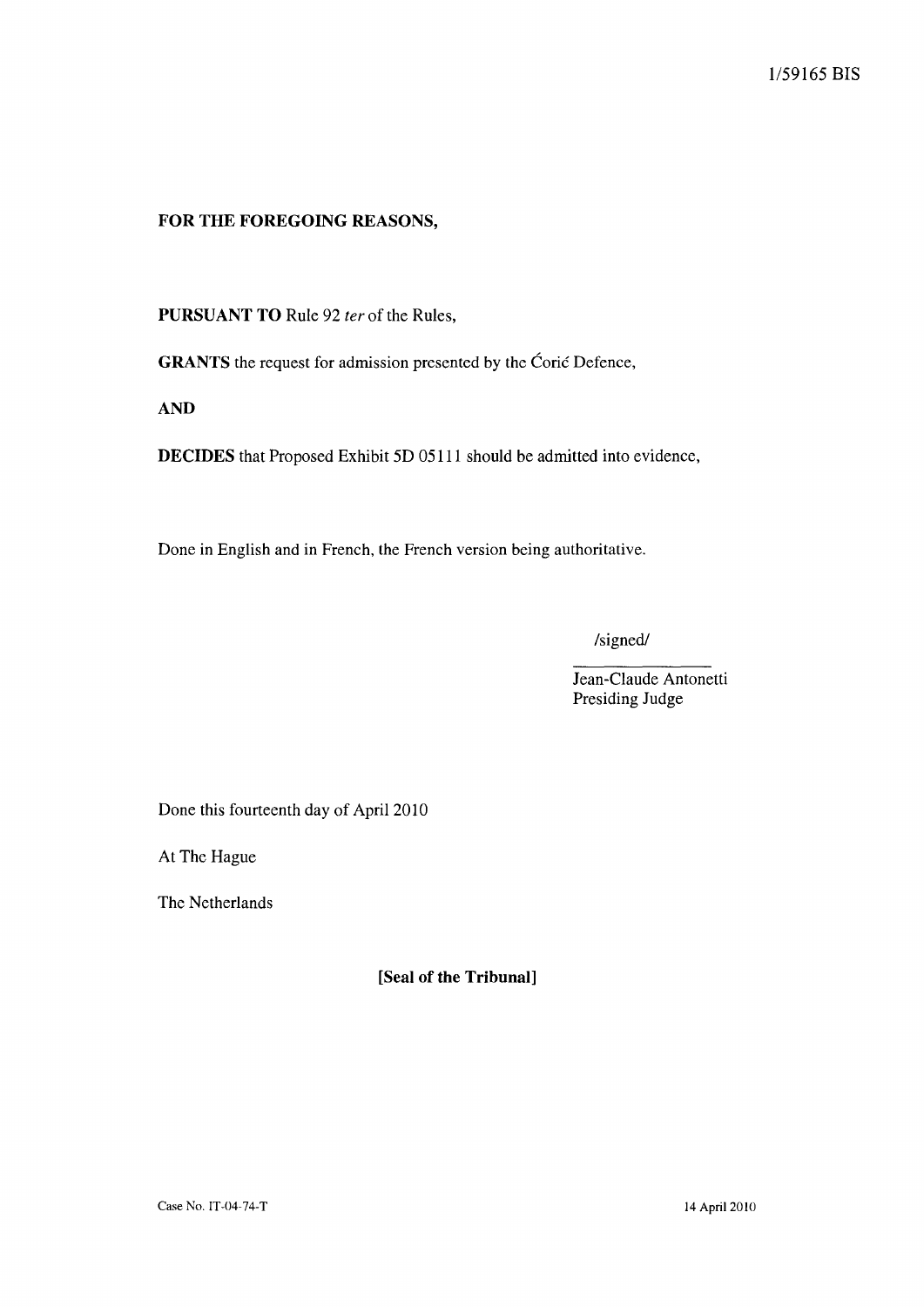**FOR THE FOREGOING REASONS,**

**PURSUANT TO** Rule 92 *ter* of the Rules,

**GRANTS** the request for admission presented by the Ćorić Defence,

**AND**

**DECIDES** that Proposed Exhibit 5D 05111 should be admitted into evidence,

Done in English and in French, the French version being authoritative.

/signed/

Jean-Claude Antonetti
Presiding Judge

Done this fourteenth day of April 2010

At The Hague

The Netherlands

**[Seal of the Tribunal]**